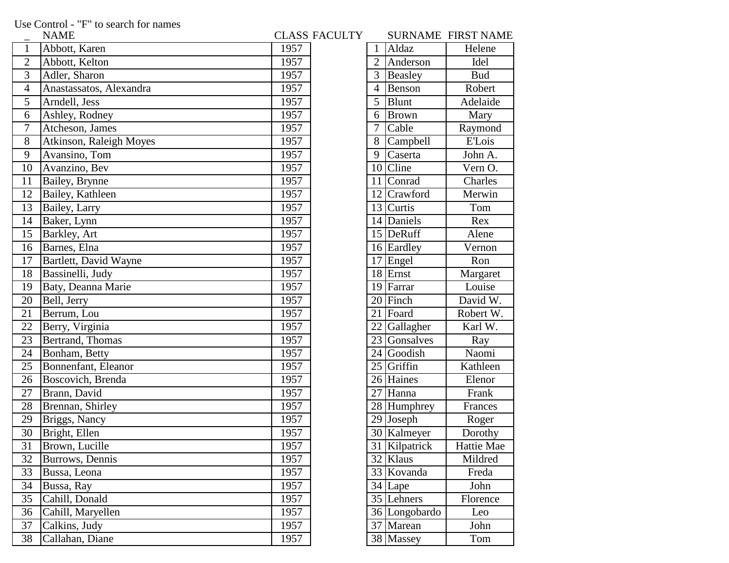Use Control - "F" to search for names

| _ | NAME | CLASS | FACULTY |
|---|---|---|---|
| 1 | Abbott, Karen | 1957 | |
| 2 | Abbott, Kelton | 1957 | |
| 3 | Adler, Sharon | 1957 | |
| 4 | Anastassatos, Alexandra | 1957 | |
| 5 | Arndell, Jess | 1957 | |
| 6 | Ashley, Rodney | 1957 | |
| 7 | Atcheson, James | 1957 | |
| 8 | Atkinson, Raleigh Moyes | 1957 | |
| 9 | Avansino, Tom | 1957 | |
| 10 | Avanzino, Bev | 1957 | |
| 11 | Bailey, Brynne | 1957 | |
| 12 | Bailey, Kathleen | 1957 | |
| 13 | Bailey, Larry | 1957 | |
| 14 | Baker, Lynn | 1957 | |
| 15 | Barkley, Art | 1957 | |
| 16 | Barnes, Elna | 1957 | |
| 17 | Bartlett, David Wayne | 1957 | |
| 18 | Bassinelli, Judy | 1957 | |
| 19 | Baty, Deanna Marie | 1957 | |
| 20 | Bell, Jerry | 1957 | |
| 21 | Berrum, Lou | 1957 | |
| 22 | Berry, Virginia | 1957 | |
| 23 | Bertrand, Thomas | 1957 | |
| 24 | Bonham, Betty | 1957 | |
| 25 | Bonnenfant, Eleanor | 1957 | |
| 26 | Boscovich, Brenda | 1957 | |
| 27 | Brann, David | 1957 | |
| 28 | Brennan, Shirley | 1957 | |
| 29 | Briggs, Nancy | 1957 | |
| 30 | Bright, Ellen | 1957 | |
| 31 | Brown, Lucille | 1957 | |
| 32 | Burrows, Dennis | 1957 | |
| 33 | Bussa, Leona | 1957 | |
| 34 | Bussa, Ray | 1957 | |
| 35 | Cahill, Donald | 1957 | |
| 36 | Cahill, Maryellen | 1957 | |
| 37 | Calkins, Judy | 1957 | |
| 38 | Callahan, Diane | 1957 | |

| | SURNAME | FIRST NAME |
|---|---|---|
| 1 | Aldaz | Helene |
| 2 | Anderson | Idel |
| 3 | Beasley | Bud |
| 4 | Benson | Robert |
| 5 | Blunt | Adelaide |
| 6 | Brown | Mary |
| 7 | Cable | Raymond |
| 8 | Campbell | E'Lois |
| 9 | Caserta | John A. |
| 10 | Cline | Vern O. |
| 11 | Conrad | Charles |
| 12 | Crawford | Merwin |
| 13 | Curtis | Tom |
| 14 | Daniels | Rex |
| 15 | DeRuff | Alene |
| 16 | Eardley | Vernon |
| 17 | Engel | Ron |
| 18 | Ernst | Margaret |
| 19 | Farrar | Louise |
| 20 | Finch | David W. |
| 21 | Foard | Robert W. |
| 22 | Gallagher | Karl W. |
| 23 | Gonsalves | Ray |
| 24 | Goodish | Naomi |
| 25 | Griffin | Kathleen |
| 26 | Haines | Elenor |
| 27 | Hanna | Frank |
| 28 | Humphrey | Frances |
| 29 | Joseph | Roger |
| 30 | Kalmeyer | Dorothy |
| 31 | Kilpatrick | Hattie Mae |
| 32 | Klaus | Mildred |
| 33 | Kovanda | Freda |
| 34 | Lape | John |
| 35 | Lehners | Florence |
| 36 | Longobardo | Leo |
| 37 | Marean | John |
| 38 | Massey | Tom |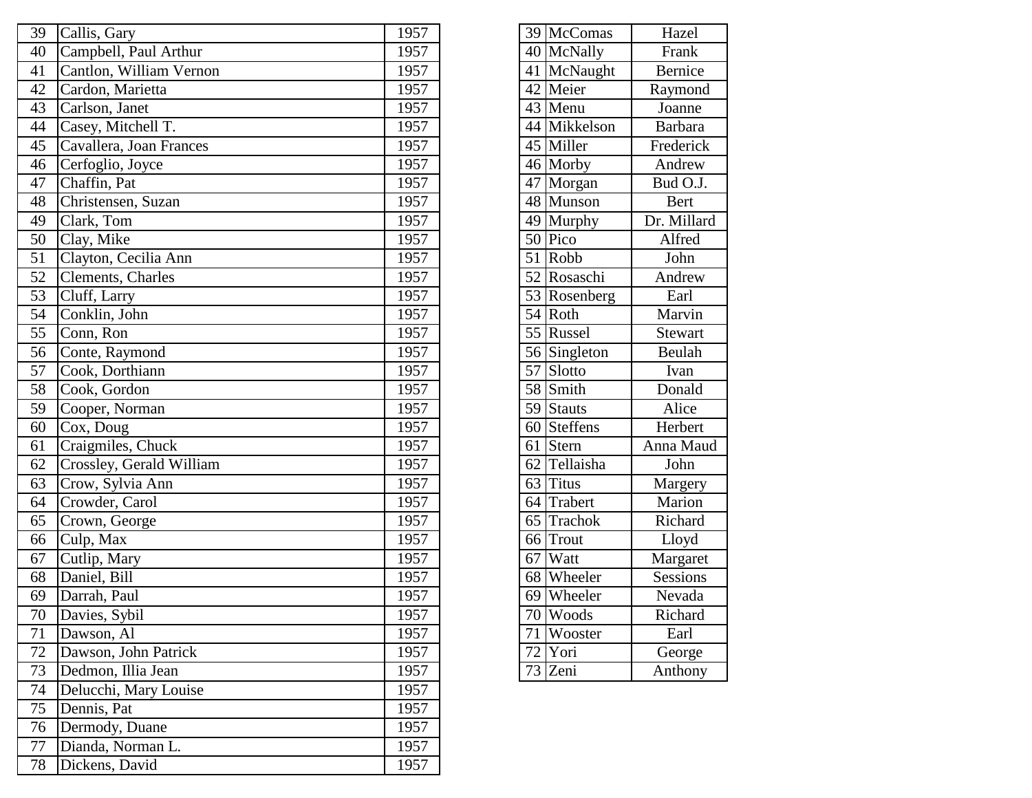| 39 | Callis, Gary | 1957 |
|---|---|---|
| 40 | Campbell, Paul Arthur | 1957 |
| 41 | Cantlon, William Vernon | 1957 |
| 42 | Cardon, Marietta | 1957 |
| 43 | Carlson, Janet | 1957 |
| 44 | Casey, Mitchell T. | 1957 |
| 45 | Cavallera, Joan Frances | 1957 |
| 46 | Cerfoglio, Joyce | 1957 |
| 47 | Chaffin, Pat | 1957 |
| 48 | Christensen, Suzan | 1957 |
| 49 | Clark, Tom | 1957 |
| 50 | Clay, Mike | 1957 |
| 51 | Clayton, Cecilia Ann | 1957 |
| 52 | Clements, Charles | 1957 |
| 53 | Cluff, Larry | 1957 |
| 54 | Conklin, John | 1957 |
| 55 | Conn, Ron | 1957 |
| 56 | Conte, Raymond | 1957 |
| 57 | Cook, Dorthiann | 1957 |
| 58 | Cook, Gordon | 1957 |
| 59 | Cooper, Norman | 1957 |
| 60 | Cox, Doug | 1957 |
| 61 | Craigmiles, Chuck | 1957 |
| 62 | Crossley, Gerald William | 1957 |
| 63 | Crow, Sylvia Ann | 1957 |
| 64 | Crowder, Carol | 1957 |
| 65 | Crown, George | 1957 |
| 66 | Culp, Max | 1957 |
| 67 | Cutlip, Mary | 1957 |
| 68 | Daniel, Bill | 1957 |
| 69 | Darrah, Paul | 1957 |
| 70 | Davies, Sybil | 1957 |
| 71 | Dawson, Al | 1957 |
| 72 | Dawson, John Patrick | 1957 |
| 73 | Dedmon, Illia Jean | 1957 |
| 74 | Delucchi, Mary Louise | 1957 |
| 75 | Dennis, Pat | 1957 |
| 76 | Dermody, Duane | 1957 |
| 77 | Dianda, Norman L. | 1957 |
| 78 | Dickens, David | 1957 |

| 39 | McComas | Hazel |
|---|---|---|
| 40 | McNally | Frank |
| 41 | McNaught | Bernice |
| 42 | Meier | Raymond |
| 43 | Menu | Joanne |
| 44 | Mikkelson | Barbara |
| 45 | Miller | Frederick |
| 46 | Morby | Andrew |
| 47 | Morgan | Bud O.J. |
| 48 | Munson | Bert |
| 49 | Murphy | Dr. Millard |
| 50 | Pico | Alfred |
| 51 | Robb | John |
| 52 | Rosaschi | Andrew |
| 53 | Rosenberg | Earl |
| 54 | Roth | Marvin |
| 55 | Russel | Stewart |
| 56 | Singleton | Beulah |
| 57 | Slotto | Ivan |
| 58 | Smith | Donald |
| 59 | Stauts | Alice |
| 60 | Steffens | Herbert |
| 61 | Stern | Anna Maud |
| 62 | Tellaisha | John |
| 63 | Titus | Margery |
| 64 | Trabert | Marion |
| 65 | Trachok | Richard |
| 66 | Trout | Lloyd |
| 67 | Watt | Margaret |
| 68 | Wheeler | Sessions |
| 69 | Wheeler | Nevada |
| 70 | Woods | Richard |
| 71 | Wooster | Earl |
| 72 | Yori | George |
| 73 | Zeni | Anthony |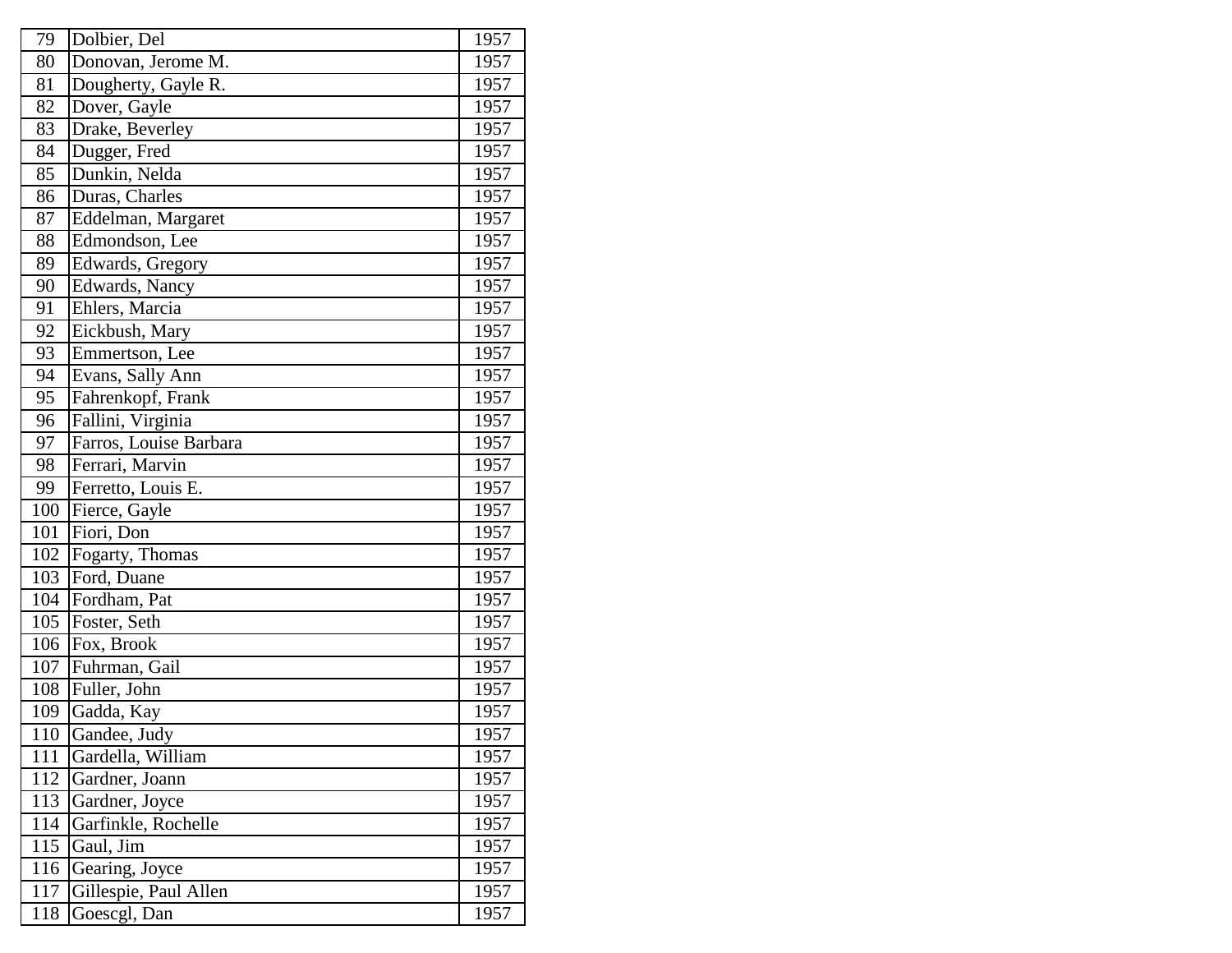| 79 | Dolbier, Del | 1957 |
|---|---|---|
| 80 | Donovan, Jerome M. | 1957 |
| 81 | Dougherty, Gayle R. | 1957 |
| 82 | Dover, Gayle | 1957 |
| 83 | Drake, Beverley | 1957 |
| 84 | Dugger, Fred | 1957 |
| 85 | Dunkin, Nelda | 1957 |
| 86 | Duras, Charles | 1957 |
| 87 | Eddelman, Margaret | 1957 |
| 88 | Edmondson, Lee | 1957 |
| 89 | Edwards, Gregory | 1957 |
| 90 | Edwards, Nancy | 1957 |
| 91 | Ehlers, Marcia | 1957 |
| 92 | Eickbush, Mary | 1957 |
| 93 | Emmertson, Lee | 1957 |
| 94 | Evans, Sally Ann | 1957 |
| 95 | Fahrenkopf, Frank | 1957 |
| 96 | Fallini, Virginia | 1957 |
| 97 | Farros, Louise Barbara | 1957 |
| 98 | Ferrari, Marvin | 1957 |
| 99 | Ferretto, Louis E. | 1957 |
| 100 | Fierce, Gayle | 1957 |
| 101 | Fiori, Don | 1957 |
| 102 | Fogarty, Thomas | 1957 |
| 103 | Ford, Duane | 1957 |
| 104 | Fordham, Pat | 1957 |
| 105 | Foster, Seth | 1957 |
| 106 | Fox, Brook | 1957 |
| 107 | Fuhrman, Gail | 1957 |
| 108 | Fuller, John | 1957 |
| 109 | Gadda, Kay | 1957 |
| 110 | Gandee, Judy | 1957 |
| 111 | Gardella, William | 1957 |
| 112 | Gardner, Joann | 1957 |
| 113 | Gardner, Joyce | 1957 |
| 114 | Garfinkle, Rochelle | 1957 |
| 115 | Gaul, Jim | 1957 |
| 116 | Gearing, Joyce | 1957 |
| 117 | Gillespie, Paul Allen | 1957 |
| 118 | Goescgl, Dan | 1957 |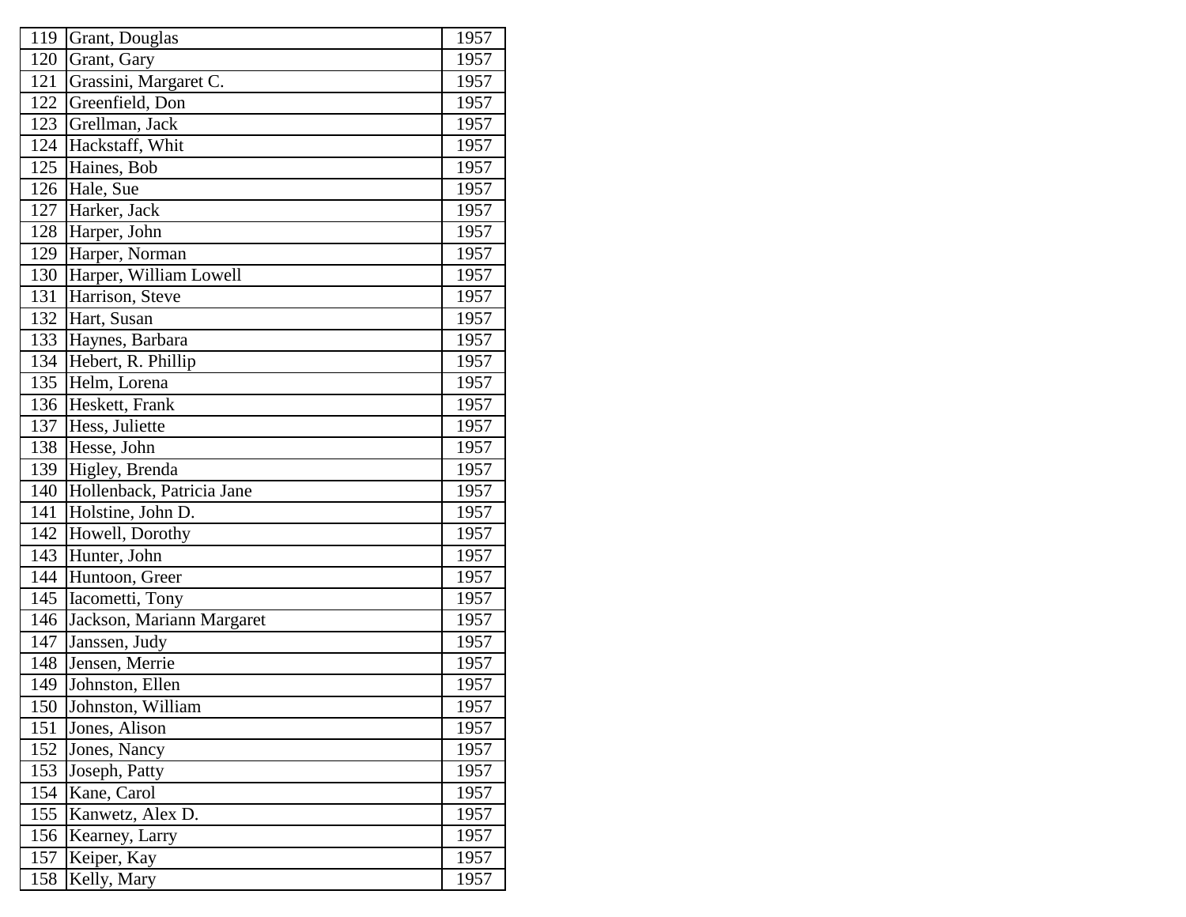| | | |
|---|---|---|
| 119 | Grant, Douglas | 1957 |
| 120 | Grant, Gary | 1957 |
| 121 | Grassini, Margaret C. | 1957 |
| 122 | Greenfield, Don | 1957 |
| 123 | Grellman, Jack | 1957 |
| 124 | Hackstaff, Whit | 1957 |
| 125 | Haines, Bob | 1957 |
| 126 | Hale, Sue | 1957 |
| 127 | Harker, Jack | 1957 |
| 128 | Harper, John | 1957 |
| 129 | Harper, Norman | 1957 |
| 130 | Harper, William Lowell | 1957 |
| 131 | Harrison, Steve | 1957 |
| 132 | Hart, Susan | 1957 |
| 133 | Haynes, Barbara | 1957 |
| 134 | Hebert, R. Phillip | 1957 |
| 135 | Helm, Lorena | 1957 |
| 136 | Heskett, Frank | 1957 |
| 137 | Hess, Juliette | 1957 |
| 138 | Hesse, John | 1957 |
| 139 | Higley, Brenda | 1957 |
| 140 | Hollenback, Patricia Jane | 1957 |
| 141 | Holstine, John D. | 1957 |
| 142 | Howell, Dorothy | 1957 |
| 143 | Hunter, John | 1957 |
| 144 | Huntoon, Greer | 1957 |
| 145 | Iacometti, Tony | 1957 |
| 146 | Jackson, Mariann Margaret | 1957 |
| 147 | Janssen, Judy | 1957 |
| 148 | Jensen, Merrie | 1957 |
| 149 | Johnston, Ellen | 1957 |
| 150 | Johnston, William | 1957 |
| 151 | Jones, Alison | 1957 |
| 152 | Jones, Nancy | 1957 |
| 153 | Joseph, Patty | 1957 |
| 154 | Kane, Carol | 1957 |
| 155 | Kanwetz, Alex D. | 1957 |
| 156 | Kearney, Larry | 1957 |
| 157 | Keiper, Kay | 1957 |
| 158 | Kelly, Mary | 1957 |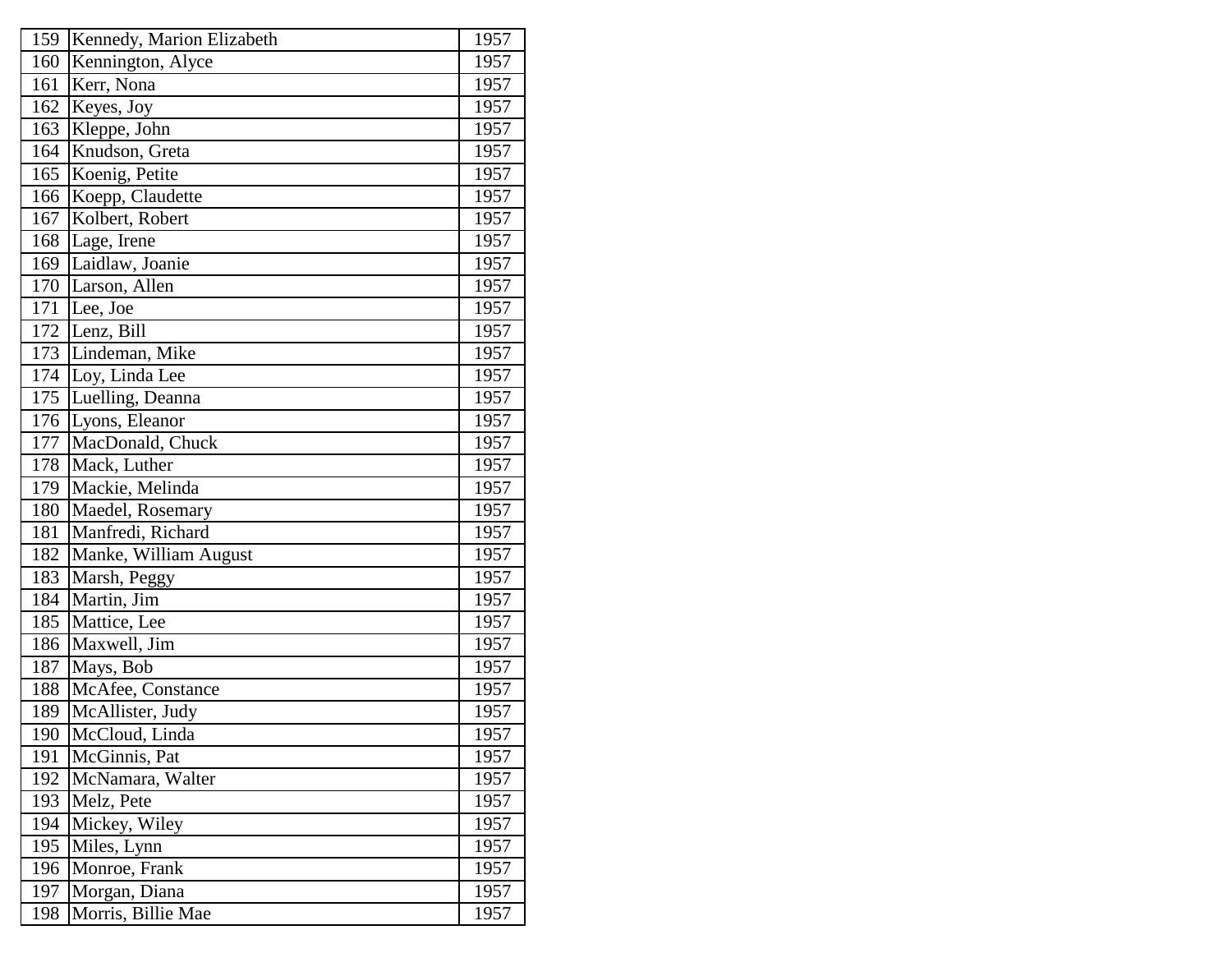| 159 | Kennedy, Marion Elizabeth | 1957 |
|---|---|---|
| 160 | Kennington, Alyce | 1957 |
| 161 | Kerr, Nona | 1957 |
| 162 | Keyes, Joy | 1957 |
| 163 | Kleppe, John | 1957 |
| 164 | Knudson, Greta | 1957 |
| 165 | Koenig, Petite | 1957 |
| 166 | Koepp, Claudette | 1957 |
| 167 | Kolbert, Robert | 1957 |
| 168 | Lage, Irene | 1957 |
| 169 | Laidlaw, Joanie | 1957 |
| 170 | Larson, Allen | 1957 |
| 171 | Lee, Joe | 1957 |
| 172 | Lenz, Bill | 1957 |
| 173 | Lindeman, Mike | 1957 |
| 174 | Loy, Linda Lee | 1957 |
| 175 | Luelling, Deanna | 1957 |
| 176 | Lyons, Eleanor | 1957 |
| 177 | MacDonald, Chuck | 1957 |
| 178 | Mack, Luther | 1957 |
| 179 | Mackie, Melinda | 1957 |
| 180 | Maedel, Rosemary | 1957 |
| 181 | Manfredi, Richard | 1957 |
| 182 | Manke, William August | 1957 |
| 183 | Marsh, Peggy | 1957 |
| 184 | Martin, Jim | 1957 |
| 185 | Mattice, Lee | 1957 |
| 186 | Maxwell, Jim | 1957 |
| 187 | Mays, Bob | 1957 |
| 188 | McAfee, Constance | 1957 |
| 189 | McAllister, Judy | 1957 |
| 190 | McCloud, Linda | 1957 |
| 191 | McGinnis, Pat | 1957 |
| 192 | McNamara, Walter | 1957 |
| 193 | Melz, Pete | 1957 |
| 194 | Mickey, Wiley | 1957 |
| 195 | Miles, Lynn | 1957 |
| 196 | Monroe, Frank | 1957 |
| 197 | Morgan, Diana | 1957 |
| 198 | Morris, Billie Mae | 1957 |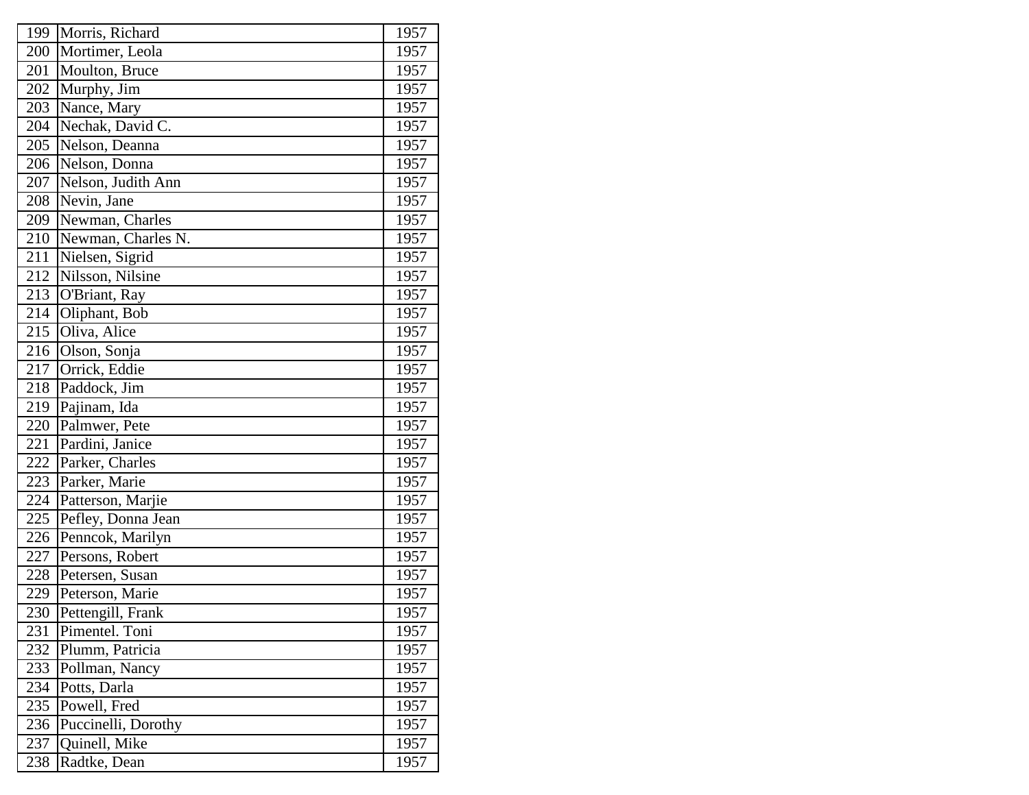| 199 | Morris, Richard | 1957 |
|---|---|---|
| 200 | Mortimer, Leola | 1957 |
| 201 | Moulton, Bruce | 1957 |
| 202 | Murphy, Jim | 1957 |
| 203 | Nance, Mary | 1957 |
| 204 | Nechak, David C. | 1957 |
| 205 | Nelson, Deanna | 1957 |
| 206 | Nelson, Donna | 1957 |
| 207 | Nelson, Judith Ann | 1957 |
| 208 | Nevin, Jane | 1957 |
| 209 | Newman, Charles | 1957 |
| 210 | Newman, Charles N. | 1957 |
| 211 | Nielsen, Sigrid | 1957 |
| 212 | Nilsson, Nilsine | 1957 |
| 213 | O'Briant, Ray | 1957 |
| 214 | Oliphant, Bob | 1957 |
| 215 | Oliva, Alice | 1957 |
| 216 | Olson, Sonja | 1957 |
| 217 | Orrick, Eddie | 1957 |
| 218 | Paddock, Jim | 1957 |
| 219 | Pajinam, Ida | 1957 |
| 220 | Palmwer, Pete | 1957 |
| 221 | Pardini, Janice | 1957 |
| 222 | Parker, Charles | 1957 |
| 223 | Parker, Marie | 1957 |
| 224 | Patterson, Marjie | 1957 |
| 225 | Pefley, Donna Jean | 1957 |
| 226 | Penncok, Marilyn | 1957 |
| 227 | Persons, Robert | 1957 |
| 228 | Petersen, Susan | 1957 |
| 229 | Peterson, Marie | 1957 |
| 230 | Pettengill, Frank | 1957 |
| 231 | Pimentel. Toni | 1957 |
| 232 | Plumm, Patricia | 1957 |
| 233 | Pollman, Nancy | 1957 |
| 234 | Potts, Darla | 1957 |
| 235 | Powell, Fred | 1957 |
| 236 | Puccinelli, Dorothy | 1957 |
| 237 | Quinell, Mike | 1957 |
| 238 | Radtke, Dean | 1957 |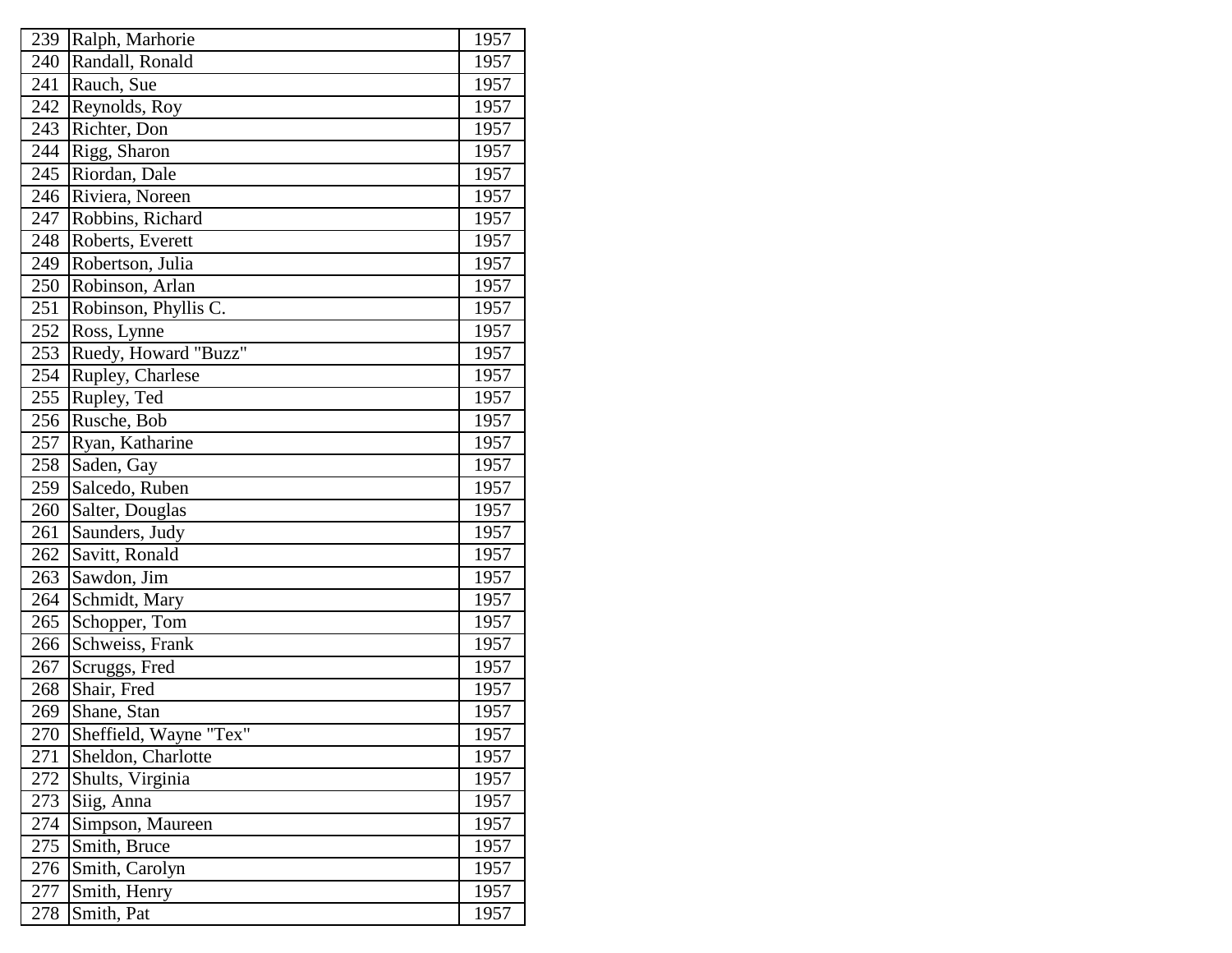| | | |
|---|---|---|
| 239 | Ralph, Marhorie | 1957 |
| 240 | Randall, Ronald | 1957 |
| 241 | Rauch, Sue | 1957 |
| 242 | Reynolds, Roy | 1957 |
| 243 | Richter, Don | 1957 |
| 244 | Rigg, Sharon | 1957 |
| 245 | Riordan, Dale | 1957 |
| 246 | Riviera, Noreen | 1957 |
| 247 | Robbins, Richard | 1957 |
| 248 | Roberts, Everett | 1957 |
| 249 | Robertson, Julia | 1957 |
| 250 | Robinson, Arlan | 1957 |
| 251 | Robinson, Phyllis C. | 1957 |
| 252 | Ross, Lynne | 1957 |
| 253 | Ruedy, Howard "Buzz" | 1957 |
| 254 | Rupley, Charlese | 1957 |
| 255 | Rupley, Ted | 1957 |
| 256 | Rusche, Bob | 1957 |
| 257 | Ryan, Katharine | 1957 |
| 258 | Saden, Gay | 1957 |
| 259 | Salcedo, Ruben | 1957 |
| 260 | Salter, Douglas | 1957 |
| 261 | Saunders, Judy | 1957 |
| 262 | Savitt, Ronald | 1957 |
| 263 | Sawdon, Jim | 1957 |
| 264 | Schmidt, Mary | 1957 |
| 265 | Schopper, Tom | 1957 |
| 266 | Schweiss, Frank | 1957 |
| 267 | Scruggs, Fred | 1957 |
| 268 | Shair, Fred | 1957 |
| 269 | Shane, Stan | 1957 |
| 270 | Sheffield, Wayne "Tex" | 1957 |
| 271 | Sheldon, Charlotte | 1957 |
| 272 | Shults, Virginia | 1957 |
| 273 | Siig, Anna | 1957 |
| 274 | Simpson, Maureen | 1957 |
| 275 | Smith, Bruce | 1957 |
| 276 | Smith, Carolyn | 1957 |
| 277 | Smith, Henry | 1957 |
| 278 | Smith, Pat | 1957 |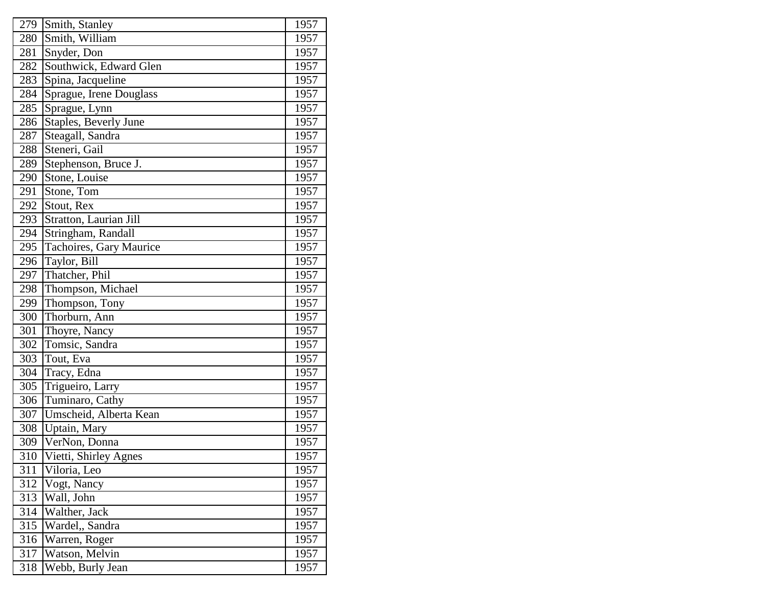| | | |
|---|---|---|
| 279 | Smith, Stanley | 1957 |
| 280 | Smith, William | 1957 |
| 281 | Snyder, Don | 1957 |
| 282 | Southwick, Edward Glen | 1957 |
| 283 | Spina, Jacqueline | 1957 |
| 284 | Sprague, Irene Douglass | 1957 |
| 285 | Sprague, Lynn | 1957 |
| 286 | Staples, Beverly June | 1957 |
| 287 | Steagall, Sandra | 1957 |
| 288 | Steneri, Gail | 1957 |
| 289 | Stephenson, Bruce J. | 1957 |
| 290 | Stone, Louise | 1957 |
| 291 | Stone, Tom | 1957 |
| 292 | Stout, Rex | 1957 |
| 293 | Stratton, Laurian Jill | 1957 |
| 294 | Stringham, Randall | 1957 |
| 295 | Tachoires, Gary Maurice | 1957 |
| 296 | Taylor, Bill | 1957 |
| 297 | Thatcher, Phil | 1957 |
| 298 | Thompson, Michael | 1957 |
| 299 | Thompson, Tony | 1957 |
| 300 | Thorburn, Ann | 1957 |
| 301 | Thoyre, Nancy | 1957 |
| 302 | Tomsic, Sandra | 1957 |
| 303 | Tout, Eva | 1957 |
| 304 | Tracy, Edna | 1957 |
| 305 | Trigueiro, Larry | 1957 |
| 306 | Tuminaro, Cathy | 1957 |
| 307 | Umscheid, Alberta Kean | 1957 |
| 308 | Uptain, Mary | 1957 |
| 309 | VerNon, Donna | 1957 |
| 310 | Vietti, Shirley Agnes | 1957 |
| 311 | Viloria, Leo | 1957 |
| 312 | Vogt, Nancy | 1957 |
| 313 | Wall, John | 1957 |
| 314 | Walther, Jack | 1957 |
| 315 | Wardel,, Sandra | 1957 |
| 316 | Warren, Roger | 1957 |
| 317 | Watson, Melvin | 1957 |
| 318 | Webb, Burly Jean | 1957 |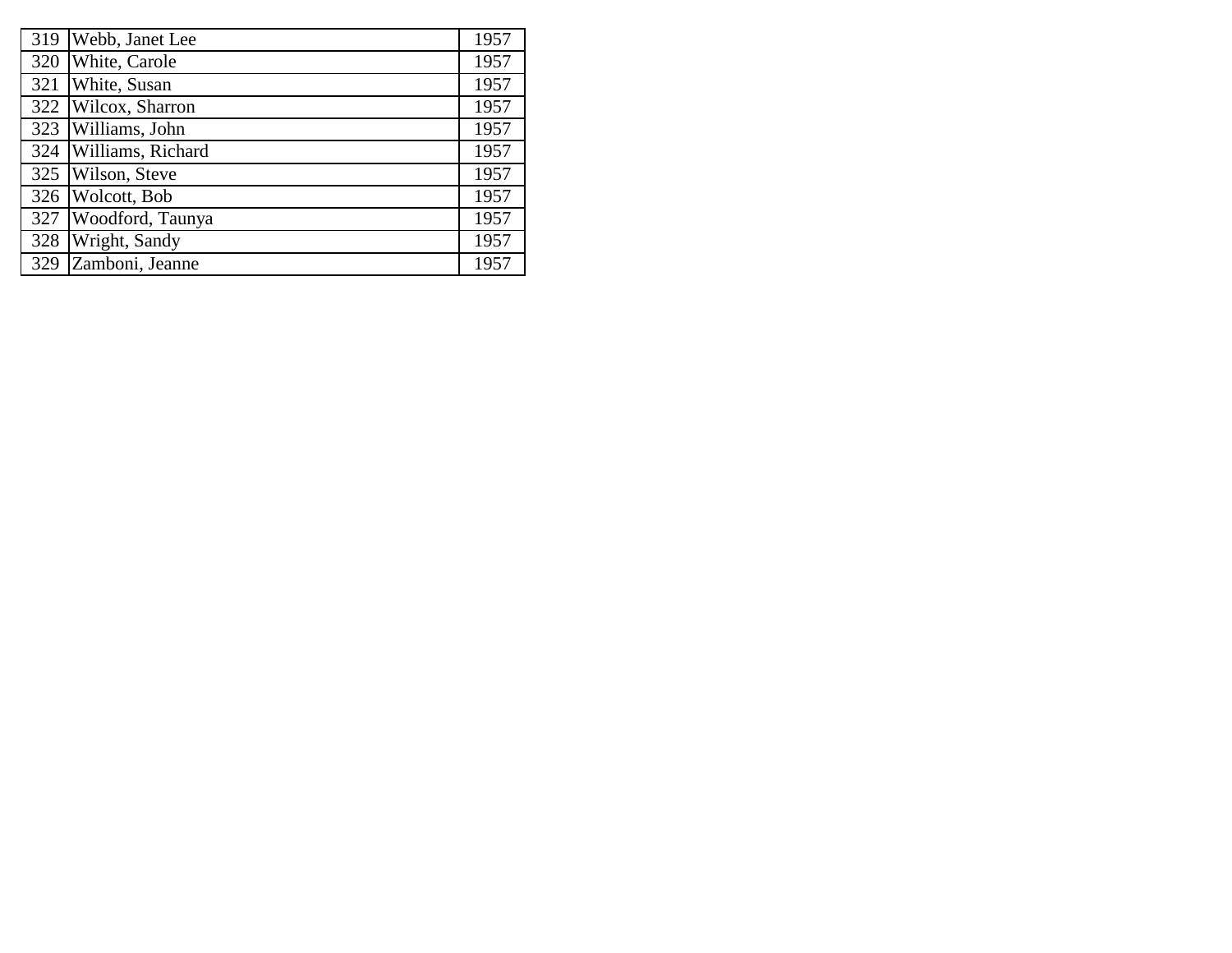| 319 | Webb, Janet Lee | 1957 |
|---|---|---|
| 320 | White, Carole | 1957 |
| 321 | White, Susan | 1957 |
| 322 | Wilcox, Sharron | 1957 |
| 323 | Williams, John | 1957 |
| 324 | Williams, Richard | 1957 |
| 325 | Wilson, Steve | 1957 |
| 326 | Wolcott, Bob | 1957 |
| 327 | Woodford, Taunya | 1957 |
| 328 | Wright, Sandy | 1957 |
| 329 | Zamboni, Jeanne | 1957 |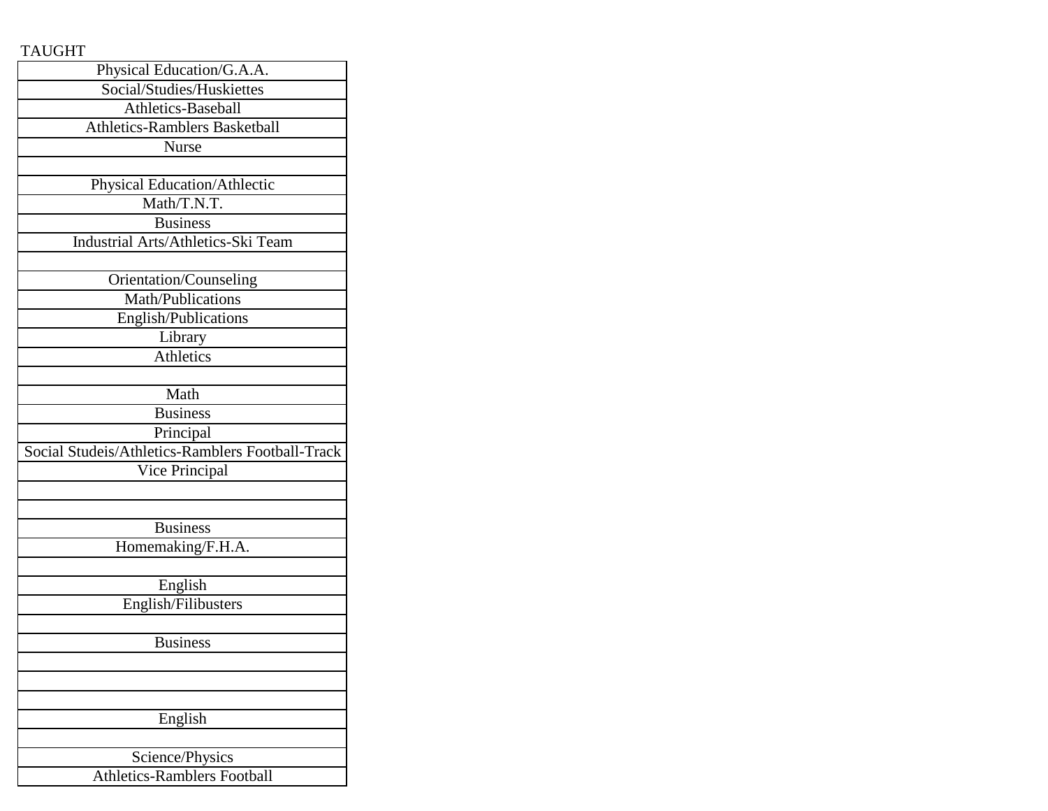| TAUGHT |
| --- |
| Physical Education/G.A.A. |
| Social/Studies/Huskiettes |
| Athletics-Baseball |
| Athletics-Ramblers Basketball |
| Nurse |
| |
| Physical Education/Athlectic |
| Math/T.N.T. |
| Business |
| Industrial Arts/Athletics-Ski Team |
| |
| Orientation/Counseling |
| Math/Publications |
| English/Publications |
| Library |
| Athletics |
| |
| Math |
| Business |
| Principal |
| Social Studeis/Athletics-Ramblers Football-Track |
| Vice Principal |
| |
| |
| Business |
| Homemaking/F.H.A. |
| |
| English |
| English/Filibusters |
| |
| Business |
| |
| |
| |
| English |
| |
| Science/Physics |
| Athletics-Ramblers Football |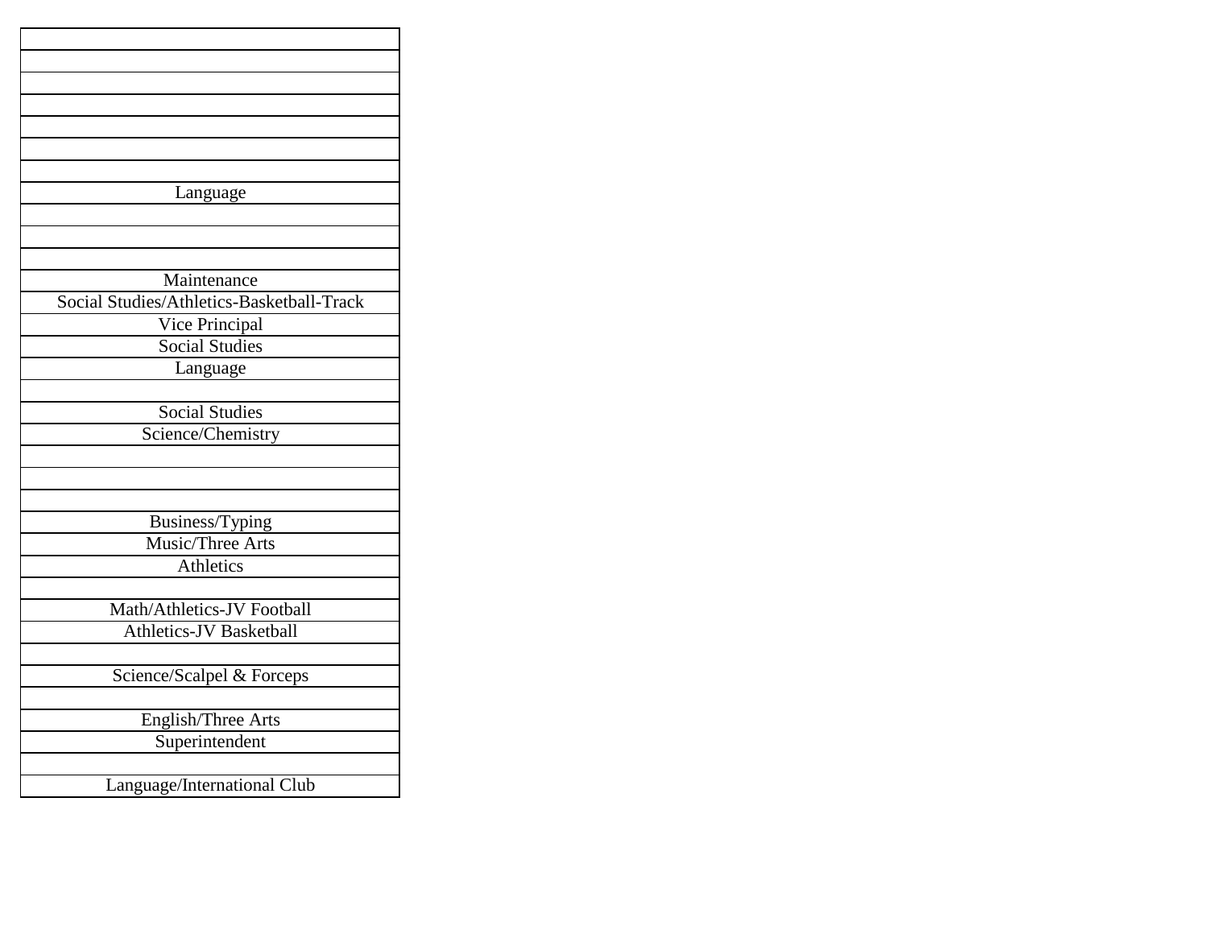| |
|---|
| |
| |
| |
| |
| |
| |
| Language |
| |
| |
| |
| Maintenance |
| Social Studies/Athletics-Basketball-Track |
| Vice Principal |
| Social Studies |
| Language |
| |
| Social Studies |
| Science/Chemistry |
| |
| |
| |
| Business/Typing |
| Music/Three Arts |
| Athletics |
| |
| Math/Athletics-JV Football |
| Athletics-JV Basketball |
| |
| Science/Scalpel & Forceps |
| |
| English/Three Arts |
| Superintendent |
| |
| Language/International Club |